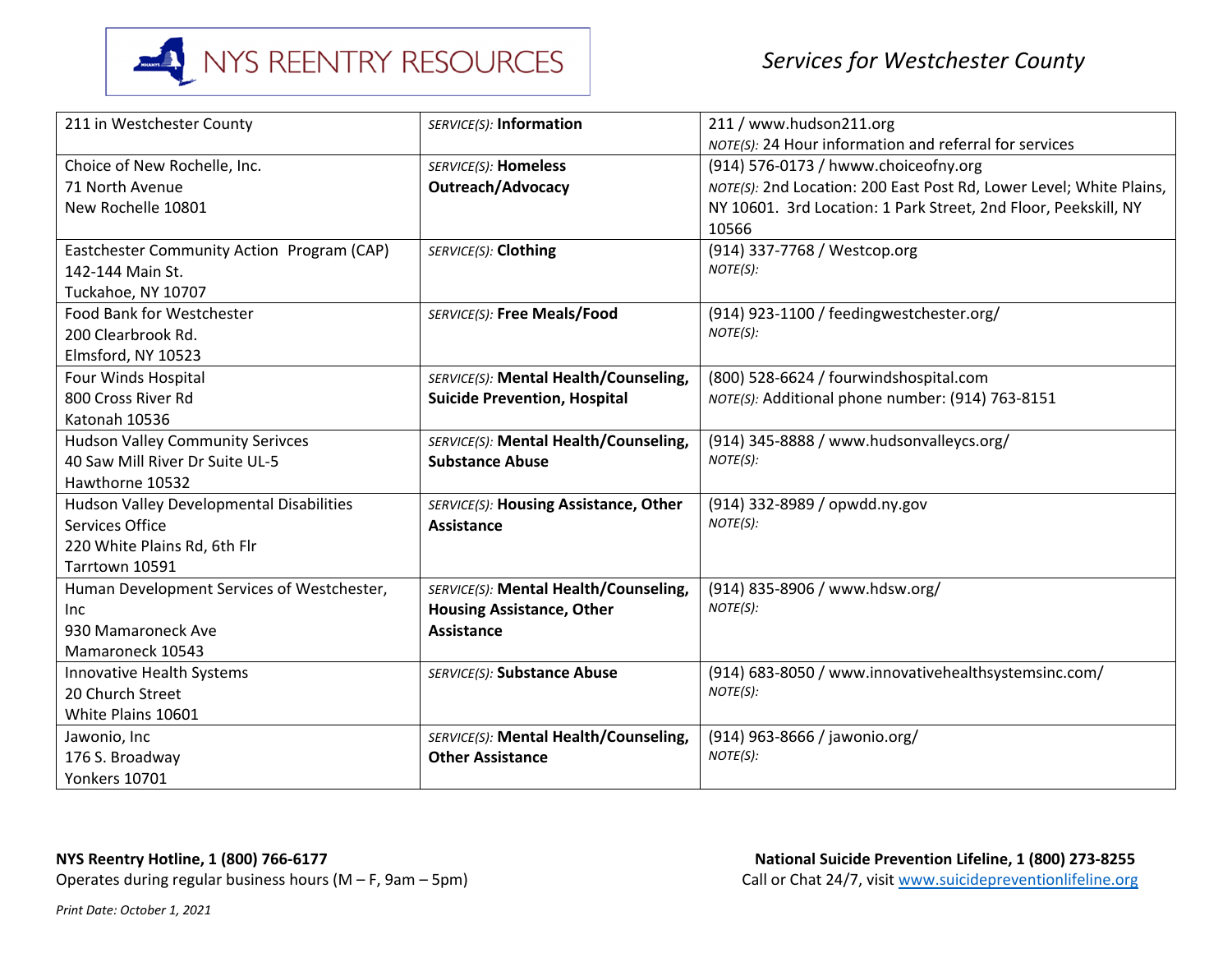# NYS REENTRY RESOURCES

*Services for Westchester County*

| Organization | Service(s) | Contact |
|---|---|---|
| 211 in Westchester County | *SERVICE(S):* **Information** | 211 / www.hudson211.org<br>*NOTE(S):* 24 Hour information and referral for services |
| Choice of New Rochelle, Inc.<br>71 North Avenue<br>New Rochelle 10801 | *SERVICE(S):* **Homeless Outreach/Advocacy** | (914) 576-0173 / hwww.choiceofny.org<br>*NOTE(S):* 2nd Location: 200 East Post Rd, Lower Level; White Plains, NY 10601. 3rd Location: 1 Park Street, 2nd Floor, Peekskill, NY 10566 |
| Eastchester Community Action Program (CAP)<br>142-144 Main St.<br>Tuckahoe, NY 10707 | *SERVICE(S):* **Clothing** | (914) 337-7768 / Westcop.org<br>*NOTE(S):* |
| Food Bank for Westchester<br>200 Clearbrook Rd.<br>Elmsford, NY 10523 | *SERVICE(S):* **Free Meals/Food** | (914) 923-1100 / feedingwestchester.org/<br>*NOTE(S):* |
| Four Winds Hospital<br>800 Cross River Rd<br>Katonah 10536 | *SERVICE(S):* **Mental Health/Counseling, Suicide Prevention, Hospital** | (800) 528-6624 / fourwindshospital.com<br>*NOTE(S):* Additional phone number: (914) 763-8151 |
| Hudson Valley Community Serivces<br>40 Saw Mill River Dr Suite UL-5<br>Hawthorne 10532 | *SERVICE(S):* **Mental Health/Counseling, Substance Abuse** | (914) 345-8888 / www.hudsonvalleycs.org/<br>*NOTE(S):* |
| Hudson Valley Developmental Disabilities Services Office<br>220 White Plains Rd, 6th Flr<br>Tarrtown 10591 | *SERVICE(S):* **Housing Assistance, Other Assistance** | (914) 332-8989 / opwdd.ny.gov<br>*NOTE(S):* |
| Human Development Services of Westchester, Inc<br>930 Mamaroneck Ave<br>Mamaroneck 10543 | *SERVICE(S):* **Mental Health/Counseling, Housing Assistance, Other Assistance** | (914) 835-8906 / www.hdsw.org/<br>*NOTE(S):* |
| Innovative Health Systems<br>20 Church Street<br>White Plains 10601 | *SERVICE(S):* **Substance Abuse** | (914) 683-8050 / www.innovativehealthsystemsinc.com/<br>*NOTE(S):* |
| Jawonio, Inc<br>176 S. Broadway<br>Yonkers 10701 | *SERVICE(S):* **Mental Health/Counseling, Other Assistance** | (914) 963-8666 / jawonio.org/<br>*NOTE(S):* |

**NYS Reentry Hotline, 1 (800) 766-6177**
Operates during regular business hours (M – F, 9am – 5pm)

**National Suicide Prevention Lifeline, 1 (800) 273-8255**
Call or Chat 24/7, visit www.suicidepreventionlifeline.org

*Print Date: October 1, 2021*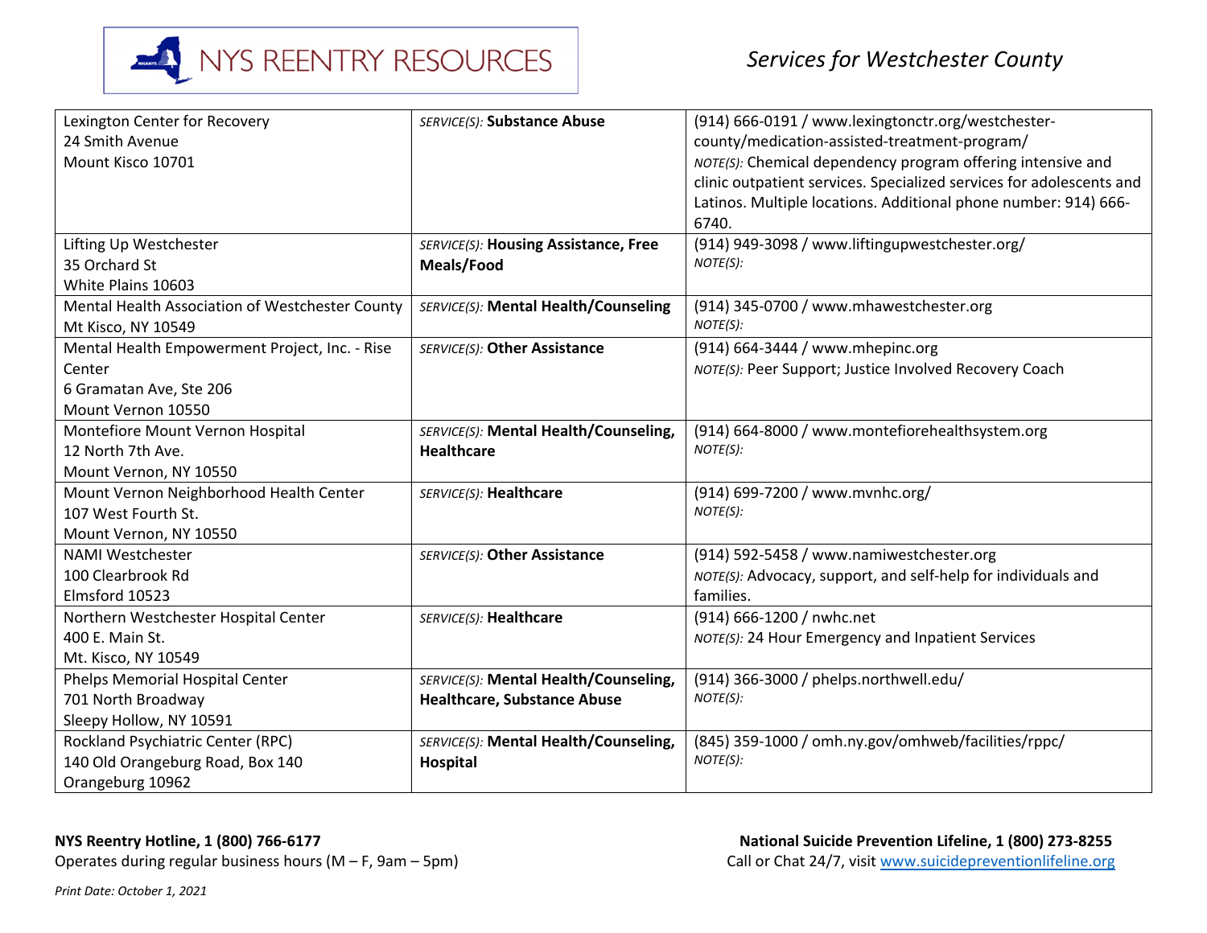| Lexington Center for Recovery<br>24 Smith Avenue<br>Mount Kisco 10701 | *SERVICE(S):* **Substance Abuse** | (914) 666-0191 / www.lexingtonctr.org/westchester-county/medication-assisted-treatment-program/<br>*NOTE(S):* Chemical dependency program offering intensive and clinic outpatient services. Specialized services for adolescents and Latinos. Multiple locations. Additional phone number: 914) 666-6740. |
|---|---|---|
| Lifting Up Westchester<br>35 Orchard St<br>White Plains 10603 | *SERVICE(S):* **Housing Assistance, Free Meals/Food** | (914) 949-3098 / www.liftingupwestchester.org/<br>*NOTE(S):* |
| Mental Health Association of Westchester County<br>Mt Kisco, NY 10549 | *SERVICE(S):* **Mental Health/Counseling** | (914) 345-0700 / www.mhawestchester.org<br>*NOTE(S):* |
| Mental Health Empowerment Project, Inc. - Rise Center<br>6 Gramatan Ave, Ste 206<br>Mount Vernon 10550 | *SERVICE(S):* **Other Assistance** | (914) 664-3444 / www.mhepinc.org<br>*NOTE(S):* Peer Support; Justice Involved Recovery Coach |
| Montefiore Mount Vernon Hospital<br>12 North 7th Ave.<br>Mount Vernon, NY 10550 | *SERVICE(S):* **Mental Health/Counseling, Healthcare** | (914) 664-8000 / www.montefiorehealthsystem.org<br>*NOTE(S):* |
| Mount Vernon Neighborhood Health Center<br>107 West Fourth St.<br>Mount Vernon, NY 10550 | *SERVICE(S):* **Healthcare** | (914) 699-7200 / www.mvnhc.org/<br>*NOTE(S):* |
| NAMI Westchester<br>100 Clearbrook Rd<br>Elmsford 10523 | *SERVICE(S):* **Other Assistance** | (914) 592-5458 / www.namiwestchester.org<br>*NOTE(S):* Advocacy, support, and self-help for individuals and families. |
| Northern Westchester Hospital Center<br>400 E. Main St.<br>Mt. Kisco, NY 10549 | *SERVICE(S):* **Healthcare** | (914) 666-1200 / nwhc.net<br>*NOTE(S):* 24 Hour Emergency and Inpatient Services |
| Phelps Memorial Hospital Center<br>701 North Broadway<br>Sleepy Hollow, NY 10591 | *SERVICE(S):* **Mental Health/Counseling, Healthcare, Substance Abuse** | (914) 366-3000 / phelps.northwell.edu/<br>*NOTE(S):* |
| Rockland Psychiatric Center (RPC)<br>140 Old Orangeburg Road, Box 140<br>Orangeburg 10962 | *SERVICE(S):* **Mental Health/Counseling, Hospital** | (845) 359-1000 / omh.ny.gov/omhweb/facilities/rppc/<br>*NOTE(S):* |

**NYS Reentry Hotline, 1 (800) 766-6177**
Operates during regular business hours (M – F, 9am – 5pm)

**National Suicide Prevention Lifeline, 1 (800) 273-8255**
Call or Chat 24/7, visit www.suicidepreventionlifeline.org

*Print Date: October 1, 2021*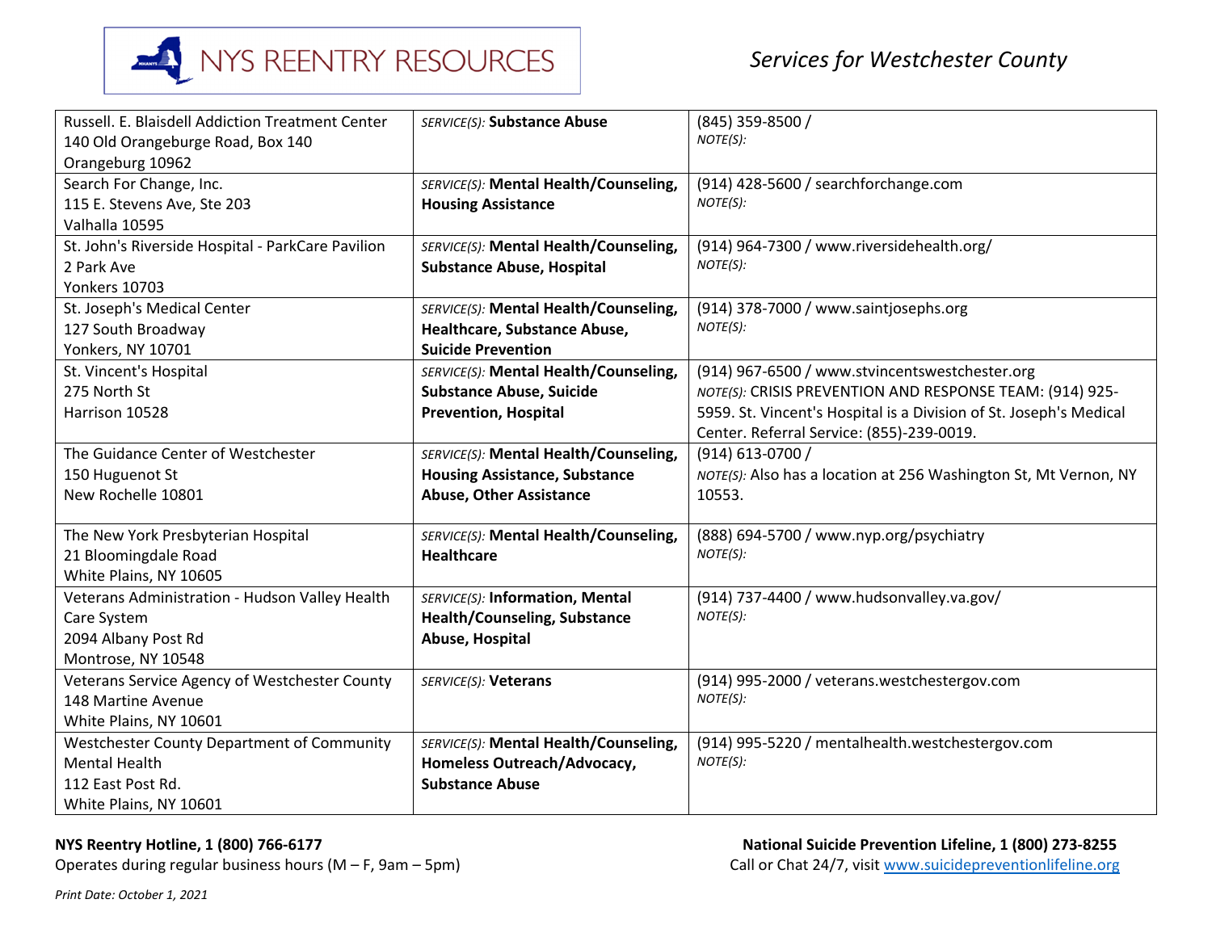| | | |
|---|---|---|
| Russell. E. Blaisdell Addiction Treatment Center<br>140 Old Orangeburg Road, Box 140<br>Orangeburg 10962 | *SERVICE(S):* **Substance Abuse** | (845) 359-8500 /<br>*NOTE(S):* |
| Search For Change, Inc.<br>115 E. Stevens Ave, Ste 203<br>Valhalla 10595 | *SERVICE(S):* **Mental Health/Counseling, Housing Assistance** | (914) 428-5600 / searchforchange.com<br>*NOTE(S):* |
| St. John's Riverside Hospital - ParkCare Pavilion<br>2 Park Ave<br>Yonkers 10703 | *SERVICE(S):* **Mental Health/Counseling, Substance Abuse, Hospital** | (914) 964-7300 / www.riversidehealth.org/<br>*NOTE(S):* |
| St. Joseph's Medical Center<br>127 South Broadway<br>Yonkers, NY 10701 | *SERVICE(S):* **Mental Health/Counseling, Healthcare, Substance Abuse, Suicide Prevention** | (914) 378-7000 / www.saintjosephs.org<br>*NOTE(S):* |
| St. Vincent's Hospital<br>275 North St<br>Harrison 10528 | *SERVICE(S):* **Mental Health/Counseling, Substance Abuse, Suicide Prevention, Hospital** | (914) 967-6500 / www.stvincentswestchester.org<br>*NOTE(S):* CRISIS PREVENTION AND RESPONSE TEAM: (914) 925-5959. St. Vincent's Hospital is a Division of St. Joseph's Medical Center. Referral Service: (855)-239-0019. |
| The Guidance Center of Westchester<br>150 Huguenot St<br>New Rochelle 10801 | *SERVICE(S):* **Mental Health/Counseling, Housing Assistance, Substance Abuse, Other Assistance** | (914) 613-0700 /<br>*NOTE(S):* Also has a location at 256 Washington St, Mt Vernon, NY 10553. |
| The New York Presbyterian Hospital<br>21 Bloomingdale Road<br>White Plains, NY 10605 | *SERVICE(S):* **Mental Health/Counseling, Healthcare** | (888) 694-5700 / www.nyp.org/psychiatry<br>*NOTE(S):* |
| Veterans Administration - Hudson Valley Health Care System<br>2094 Albany Post Rd<br>Montrose, NY 10548 | *SERVICE(S):* **Information, Mental Health/Counseling, Substance Abuse, Hospital** | (914) 737-4400 / www.hudsonvalley.va.gov/<br>*NOTE(S):* |
| Veterans Service Agency of Westchester County<br>148 Martine Avenue<br>White Plains, NY 10601 | *SERVICE(S):* **Veterans** | (914) 995-2000 / veterans.westchestergov.com<br>*NOTE(S):* |
| Westchester County Department of Community Mental Health<br>112 East Post Rd.<br>White Plains, NY 10601 | *SERVICE(S):* **Mental Health/Counseling, Homeless Outreach/Advocacy, Substance Abuse** | (914) 995-5220 / mentalhealth.westchestergov.com<br>*NOTE(S):* |

**NYS Reentry Hotline, 1 (800) 766-6177**
Operates during regular business hours (M – F, 9am – 5pm)

**National Suicide Prevention Lifeline, 1 (800) 273-8255**
Call or Chat 24/7, visit www.suicidepreventionlifeline.org

*Print Date: October 1, 2021*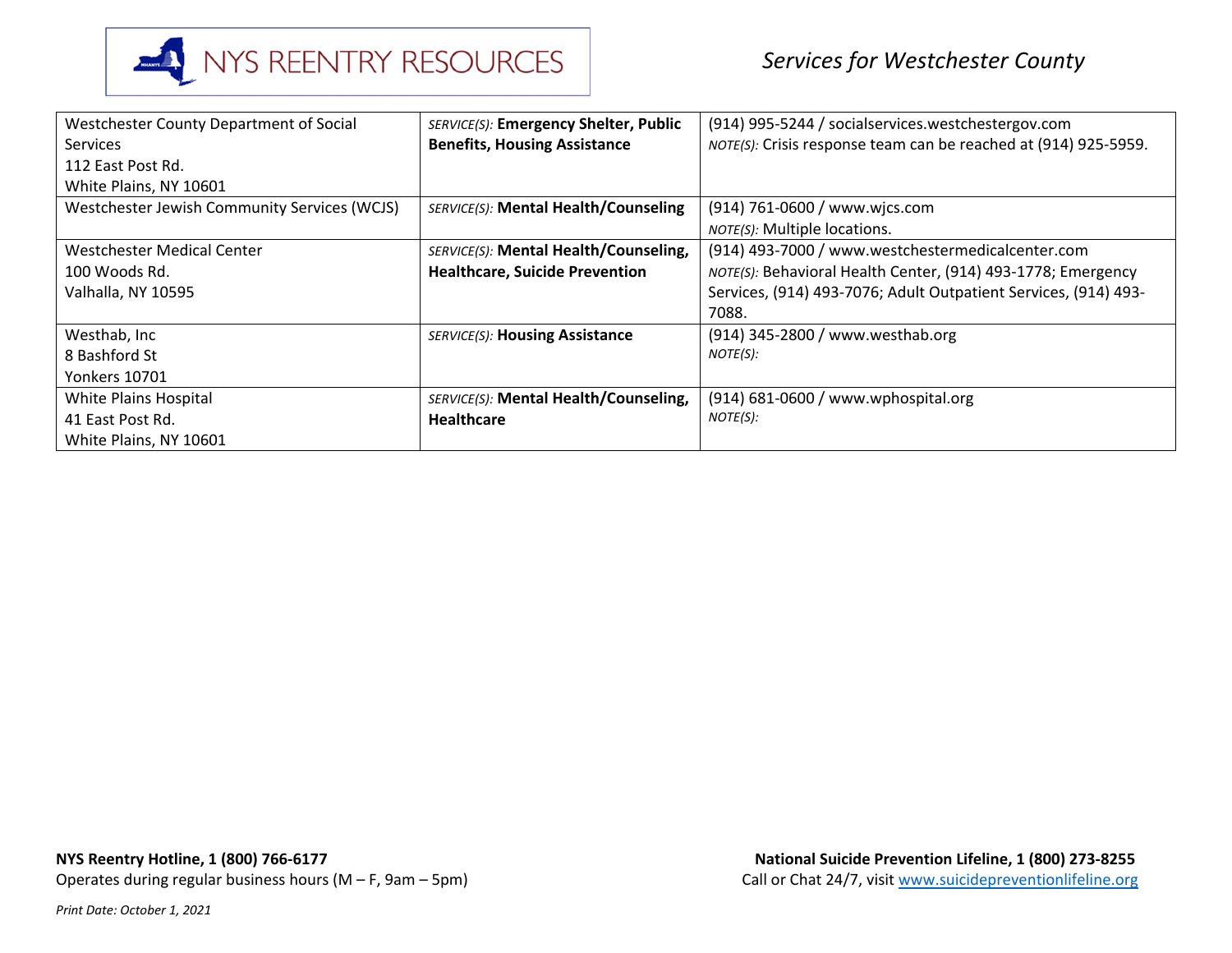| | | |
|---|---|---|
| Westchester County Department of Social Services<br>112 East Post Rd.<br>White Plains, NY 10601 | *SERVICE(S):* **Emergency Shelter, Public Benefits, Housing Assistance** | (914) 995-5244 / socialservices.westchestergov.com<br>*NOTE(S):* Crisis response team can be reached at (914) 925-5959. |
| Westchester Jewish Community Services (WCJS) | *SERVICE(S):* **Mental Health/Counseling** | (914) 761-0600 / www.wjcs.com<br>*NOTE(S):* Multiple locations. |
| Westchester Medical Center<br>100 Woods Rd.<br>Valhalla, NY 10595 | *SERVICE(S):* **Mental Health/Counseling, Healthcare, Suicide Prevention** | (914) 493-7000 / www.westchestermedicalcenter.com<br>*NOTE(S):* Behavioral Health Center, (914) 493-1778; Emergency Services, (914) 493-7076; Adult Outpatient Services, (914) 493-7088. |
| Westhab, Inc<br>8 Bashford St<br>Yonkers 10701 | *SERVICE(S):* **Housing Assistance** | (914) 345-2800 / www.westhab.org<br>*NOTE(S):* |
| White Plains Hospital<br>41 East Post Rd.<br>White Plains, NY 10601 | *SERVICE(S):* **Mental Health/Counseling, Healthcare** | (914) 681-0600 / www.wphospital.org<br>*NOTE(S):* |

**NYS Reentry Hotline, 1 (800) 766-6177**
Operates during regular business hours (M – F, 9am – 5pm)

**National Suicide Prevention Lifeline, 1 (800) 273-8255**
Call or Chat 24/7, visit www.suicidepreventionlifeline.org

*Print Date: October 1, 2021*